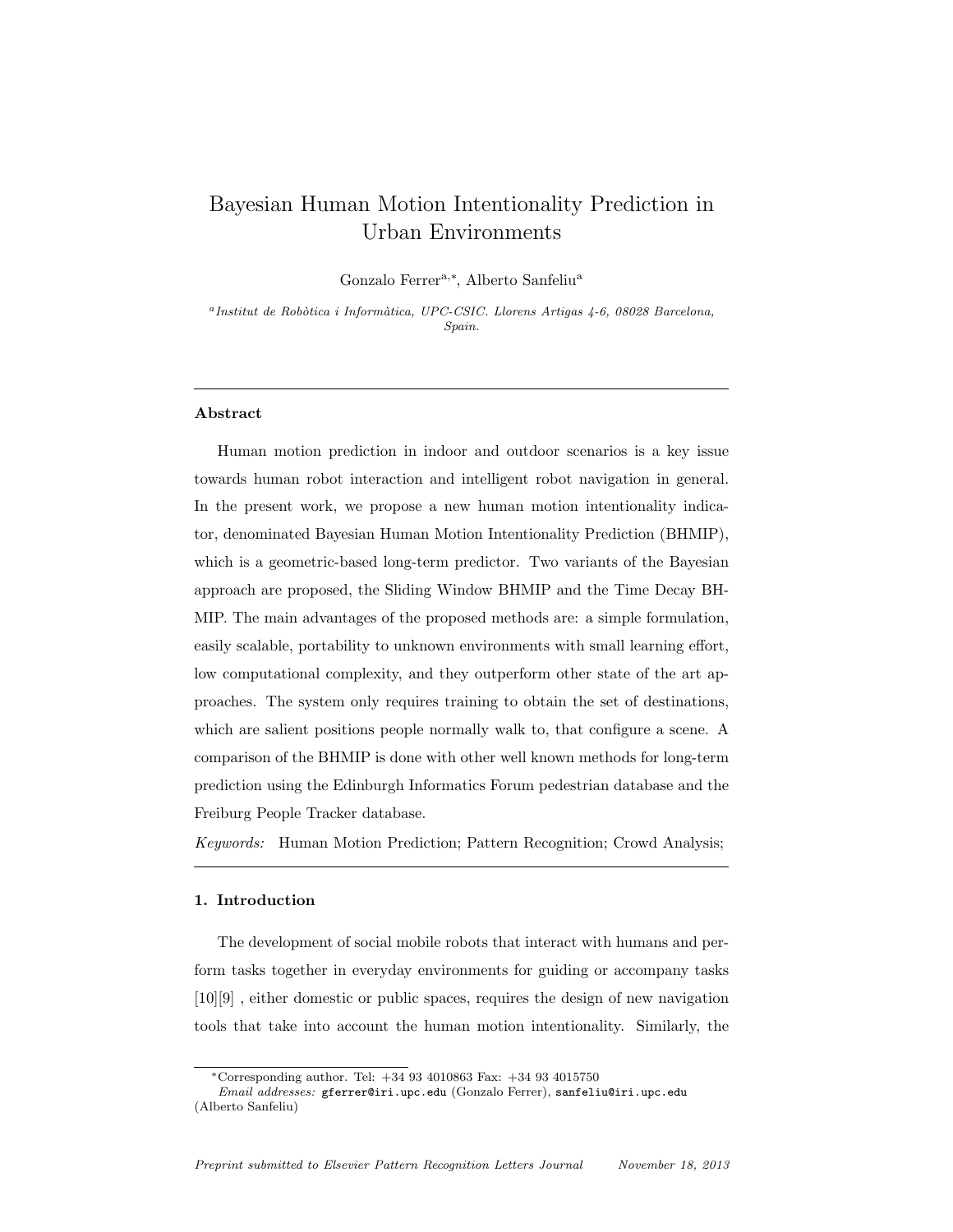# Bayesian Human Motion Intentionality Prediction in Urban Environments

Gonzalo Ferrer[a,*], Alberto Sanfeliu[a]

[a] *Institut de Robòtica i Informàtica, UPC-CSIC. Llorens Artigas 4-6, 08028 Barcelona, Spain.*

---

### Abstract

Human motion prediction in indoor and outdoor scenarios is a key issue towards human robot interaction and intelligent robot navigation in general. In the present work, we propose a new human motion intentionality indicator, denominated Bayesian Human Motion Intentionality Prediction (BHMIP), which is a geometric-based long-term predictor. Two variants of the Bayesian approach are proposed, the Sliding Window BHMIP and the Time Decay BHMIP. The main advantages of the proposed methods are: a simple formulation, easily scalable, portability to unknown environments with small learning effort, low computational complexity, and they outperform other state of the art approaches. The system only requires training to obtain the set of destinations, which are salient positions people normally walk to, that configure a scene. A comparison of the BHMIP is done with other well known methods for long-term prediction using the Edinburgh Informatics Forum pedestrian database and the Freiburg People Tracker database.

*Keywords:* Human Motion Prediction; Pattern Recognition; Crowd Analysis;

---

### 1. Introduction

The development of social mobile robots that interact with humans and perform tasks together in everyday environments for guiding or accompany tasks [10][9] , either domestic or public spaces, requires the design of new navigation tools that take into account the human motion intentionality. Similarly, the

---

[*] Corresponding author. Tel: +34 93 4010863 Fax: +34 93 4015750

*Email addresses:* gferrer@iri.upc.edu (Gonzalo Ferrer), sanfeliu@iri.upc.edu (Alberto Sanfeliu)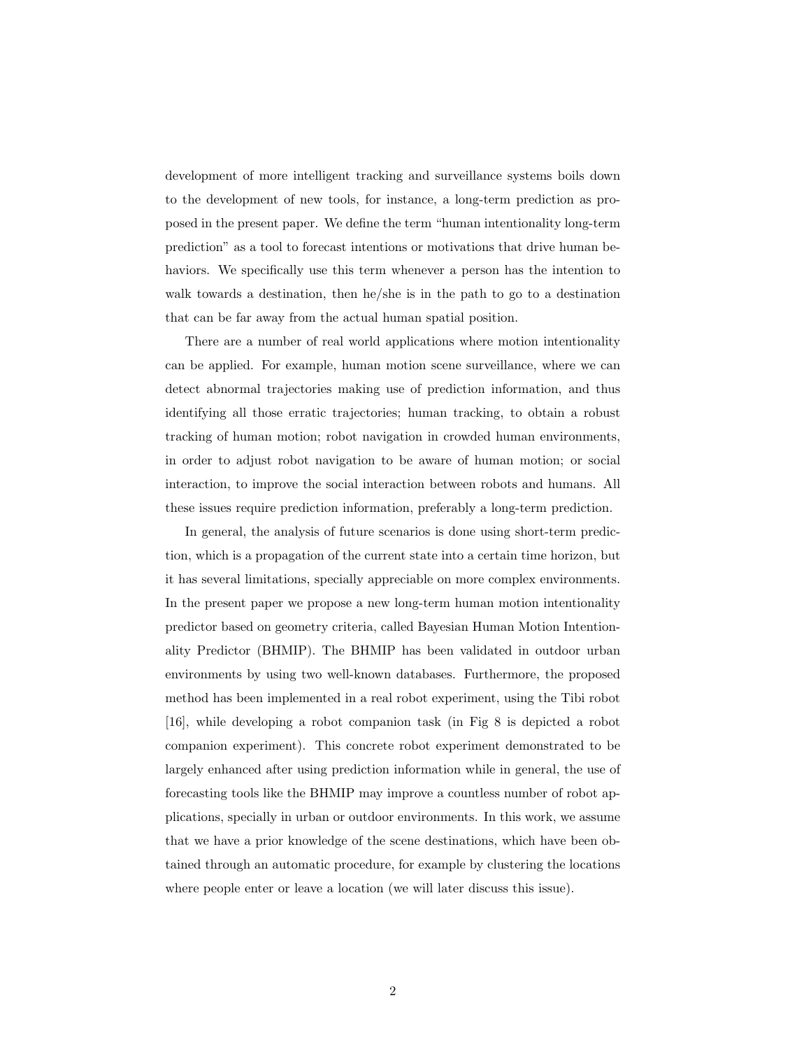development of more intelligent tracking and surveillance systems boils down to the development of new tools, for instance, a long-term prediction as proposed in the present paper. We define the term "human intentionality long-term prediction" as a tool to forecast intentions or motivations that drive human behaviors. We specifically use this term whenever a person has the intention to walk towards a destination, then he/she is in the path to go to a destination that can be far away from the actual human spatial position.

There are a number of real world applications where motion intentionality can be applied. For example, human motion scene surveillance, where we can detect abnormal trajectories making use of prediction information, and thus identifying all those erratic trajectories; human tracking, to obtain a robust tracking of human motion; robot navigation in crowded human environments, in order to adjust robot navigation to be aware of human motion; or social interaction, to improve the social interaction between robots and humans. All these issues require prediction information, preferably a long-term prediction.

In general, the analysis of future scenarios is done using short-term prediction, which is a propagation of the current state into a certain time horizon, but it has several limitations, specially appreciable on more complex environments. In the present paper we propose a new long-term human motion intentionality predictor based on geometry criteria, called Bayesian Human Motion Intentionality Predictor (BHMIP). The BHMIP has been validated in outdoor urban environments by using two well-known databases. Furthermore, the proposed method has been implemented in a real robot experiment, using the Tibi robot [16], while developing a robot companion task (in Fig 8 is depicted a robot companion experiment). This concrete robot experiment demonstrated to be largely enhanced after using prediction information while in general, the use of forecasting tools like the BHMIP may improve a countless number of robot applications, specially in urban or outdoor environments. In this work, we assume that we have a prior knowledge of the scene destinations, which have been obtained through an automatic procedure, for example by clustering the locations where people enter or leave a location (we will later discuss this issue).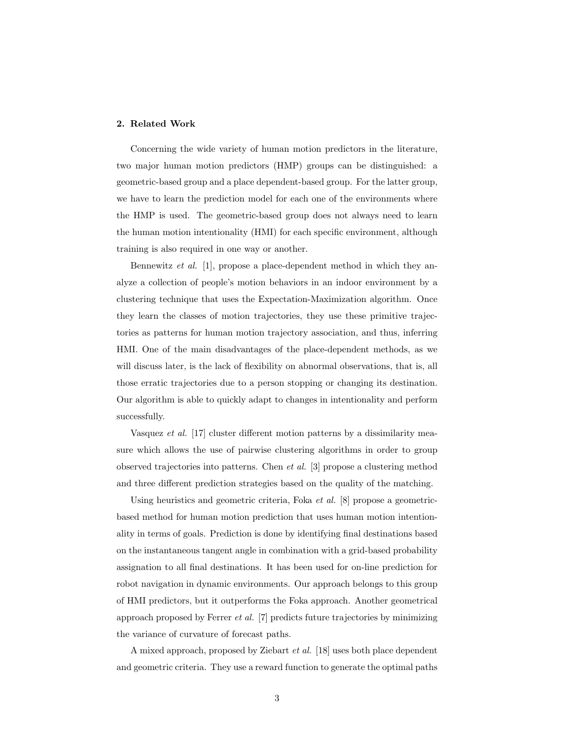## 2. Related Work

Concerning the wide variety of human motion predictors in the literature, two major human motion predictors (HMP) groups can be distinguished: a geometric-based group and a place dependent-based group. For the latter group, we have to learn the prediction model for each one of the environments where the HMP is used. The geometric-based group does not always need to learn the human motion intentionality (HMI) for each specific environment, although training is also required in one way or another.

Bennewitz *et al.* [1], propose a place-dependent method in which they analyze a collection of people's motion behaviors in an indoor environment by a clustering technique that uses the Expectation-Maximization algorithm. Once they learn the classes of motion trajectories, they use these primitive trajectories as patterns for human motion trajectory association, and thus, inferring HMI. One of the main disadvantages of the place-dependent methods, as we will discuss later, is the lack of flexibility on abnormal observations, that is, all those erratic trajectories due to a person stopping or changing its destination. Our algorithm is able to quickly adapt to changes in intentionality and perform successfully.

Vasquez *et al.* [17] cluster different motion patterns by a dissimilarity measure which allows the use of pairwise clustering algorithms in order to group observed trajectories into patterns. Chen *et al.* [3] propose a clustering method and three different prediction strategies based on the quality of the matching.

Using heuristics and geometric criteria, Foka *et al.* [8] propose a geometric-based method for human motion prediction that uses human motion intentionality in terms of goals. Prediction is done by identifying final destinations based on the instantaneous tangent angle in combination with a grid-based probability assignation to all final destinations. It has been used for on-line prediction for robot navigation in dynamic environments. Our approach belongs to this group of HMI predictors, but it outperforms the Foka approach. Another geometrical approach proposed by Ferrer *et al.* [7] predicts future trajectories by minimizing the variance of curvature of forecast paths.

A mixed approach, proposed by Ziebart *et al.* [18] uses both place dependent and geometric criteria. They use a reward function to generate the optimal paths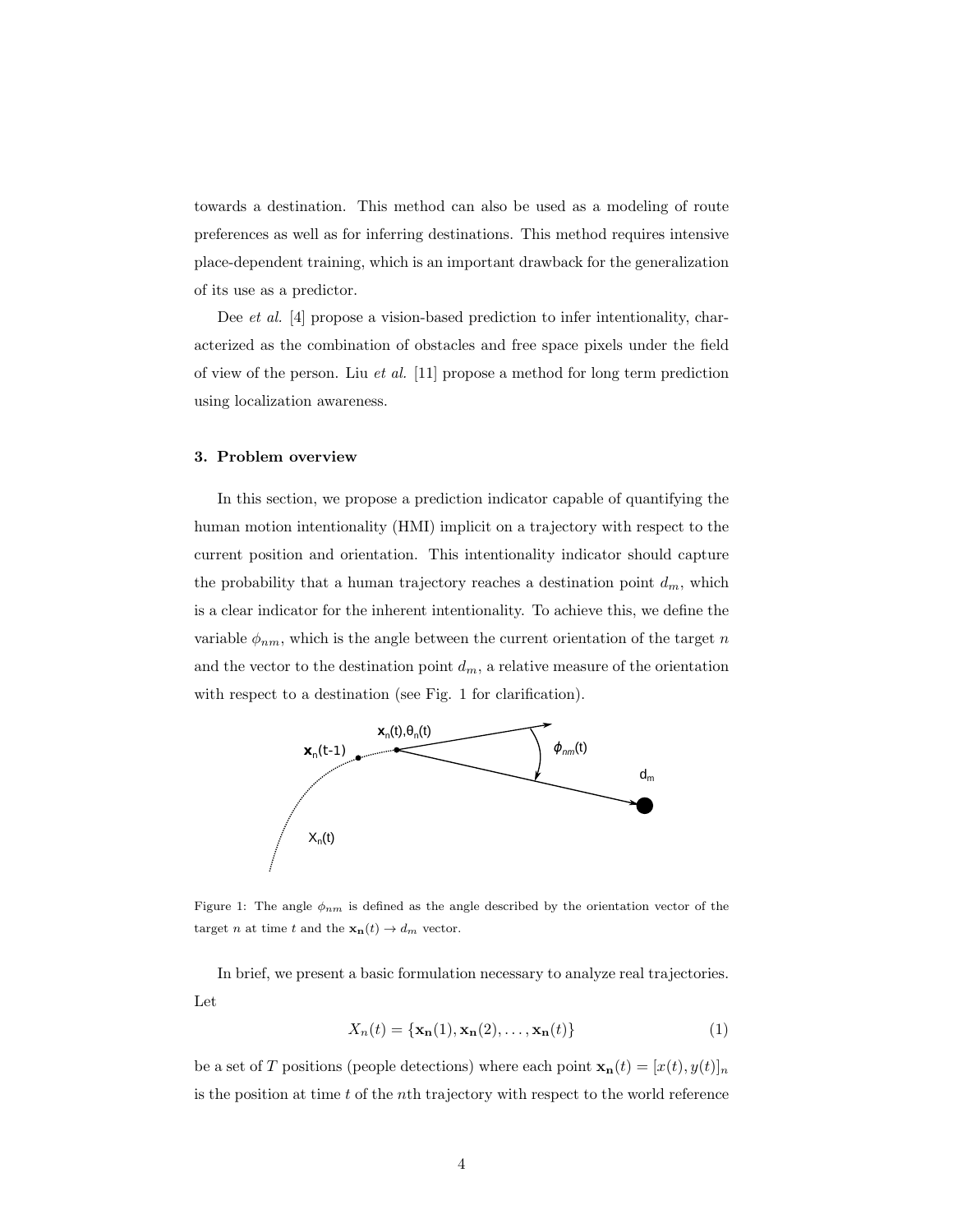towards a destination. This method can also be used as a modeling of route preferences as well as for inferring destinations. This method requires intensive place-dependent training, which is an important drawback for the generalization of its use as a predictor.

Dee *et al.* [4] propose a vision-based prediction to infer intentionality, characterized as the combination of obstacles and free space pixels under the field of view of the person. Liu *et al.* [11] propose a method for long term prediction using localization awareness.

### 3. Problem overview

In this section, we propose a prediction indicator capable of quantifying the human motion intentionality (HMI) implicit on a trajectory with respect to the current position and orientation. This intentionality indicator should capture the probability that a human trajectory reaches a destination point $d_m$, which is a clear indicator for the inherent intentionality. To achieve this, we define the variable $\phi_{nm}$, which is the angle between the current orientation of the target $n$ and the vector to the destination point $d_m$, a relative measure of the orientation with respect to a destination (see Fig. 1 for clarification).

Figure 1: The angle $\phi_{nm}$ is defined as the angle described by the orientation vector of the target $n$ at time $t$ and the $\mathbf{x_n}(t) \to d_m$ vector.

In brief, we present a basic formulation necessary to analyze real trajectories. Let

$$X_n(t) = \{\mathbf{x_n}(1), \mathbf{x_n}(2), \ldots, \mathbf{x_n}(t)\} \tag{1}$$

be a set of $T$ positions (people detections) where each point $\mathbf{x_n}(t) = [x(t), y(t)]_n$ is the position at time $t$ of the $n$th trajectory with respect to the world reference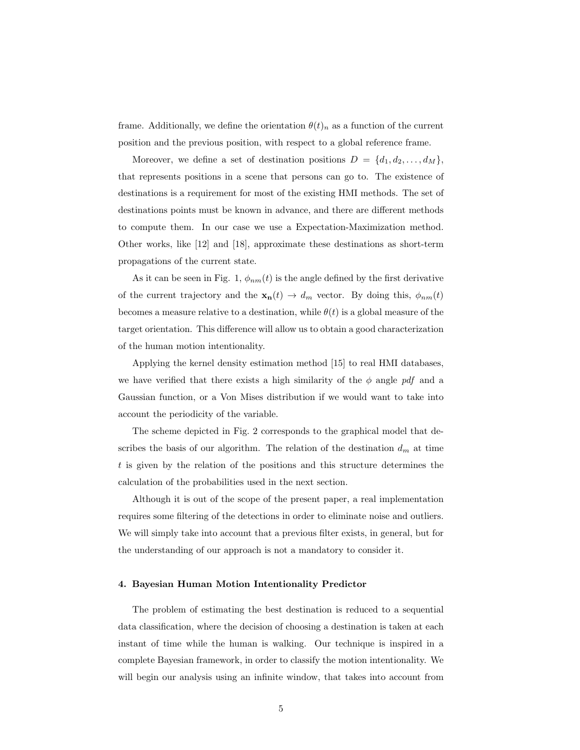frame. Additionally, we define the orientation $\theta(t)_n$ as a function of the current position and the previous position, with respect to a global reference frame.

Moreover, we define a set of destination positions $D = \{d_1, d_2, \ldots, d_M\}$, that represents positions in a scene that persons can go to. The existence of destinations is a requirement for most of the existing HMI methods. The set of destinations points must be known in advance, and there are different methods to compute them. In our case we use a Expectation-Maximization method. Other works, like [12] and [18], approximate these destinations as short-term propagations of the current state.

As it can be seen in Fig. 1, $\phi_{nm}(t)$ is the angle defined by the first derivative of the current trajectory and the $\mathbf{x_n}(t) \rightarrow d_m$ vector. By doing this, $\phi_{nm}(t)$ becomes a measure relative to a destination, while $\theta(t)$ is a global measure of the target orientation. This difference will allow us to obtain a good characterization of the human motion intentionality.

Applying the kernel density estimation method [15] to real HMI databases, we have verified that there exists a high similarity of the $\phi$ angle *pdf* and a Gaussian function, or a Von Mises distribution if we would want to take into account the periodicity of the variable.

The scheme depicted in Fig. 2 corresponds to the graphical model that describes the basis of our algorithm. The relation of the destination $d_m$ at time $t$ is given by the relation of the positions and this structure determines the calculation of the probabilities used in the next section.

Although it is out of the scope of the present paper, a real implementation requires some filtering of the detections in order to eliminate noise and outliers. We will simply take into account that a previous filter exists, in general, but for the understanding of our approach is not a mandatory to consider it.

#### 4. Bayesian Human Motion Intentionality Predictor

The problem of estimating the best destination is reduced to a sequential data classification, where the decision of choosing a destination is taken at each instant of time while the human is walking. Our technique is inspired in a complete Bayesian framework, in order to classify the motion intentionality. We will begin our analysis using an infinite window, that takes into account from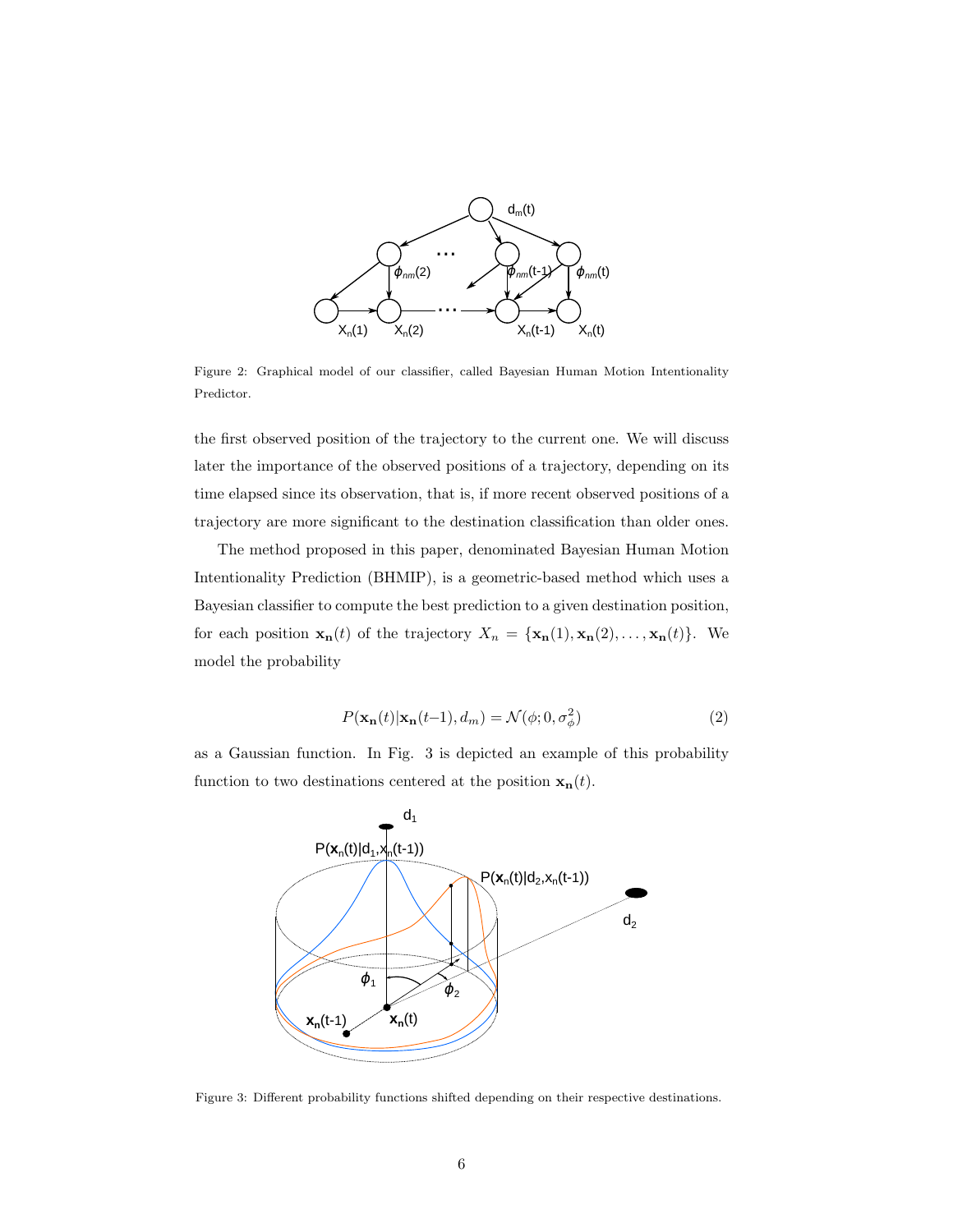Figure 2: Graphical model of our classifier, called Bayesian Human Motion Intentionality Predictor.

the first observed position of the trajectory to the current one. We will discuss later the importance of the observed positions of a trajectory, depending on its time elapsed since its observation, that is, if more recent observed positions of a trajectory are more significant to the destination classification than older ones.

The method proposed in this paper, denominated Bayesian Human Motion Intentionality Prediction (BHMIP), is a geometric-based method which uses a Bayesian classifier to compute the best prediction to a given destination position, for each position $\mathbf{x_n}(t)$ of the trajectory $X_n = \{\mathbf{x_n}(1), \mathbf{x_n}(2), \ldots, \mathbf{x_n}(t)\}$. We model the probability

$$P(\mathbf{x_n}(t)|\mathbf{x_n}(t-1), d_m) = \mathcal{N}(\phi; 0, \sigma_\phi^2) \tag{2}$$

as a Gaussian function. In Fig. 3 is depicted an example of this probability function to two destinations centered at the position $\mathbf{x_n}(t)$.

Figure 3: Different probability functions shifted depending on their respective destinations.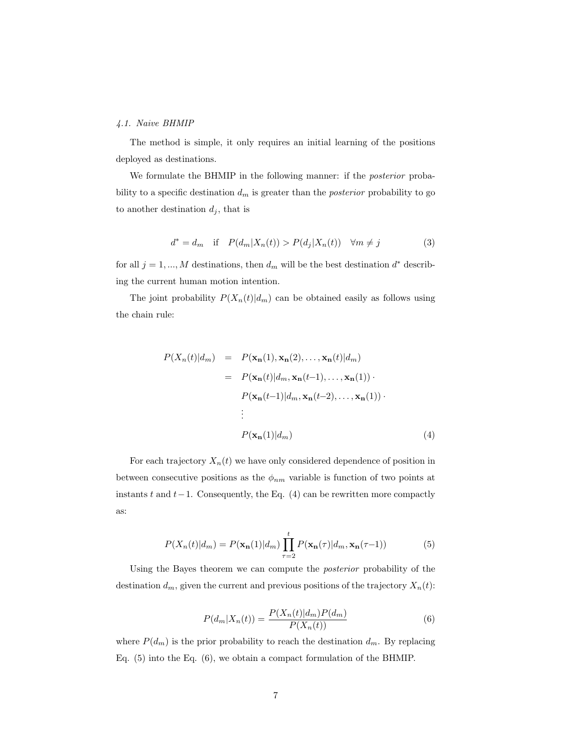### 4.1. Naive BHMIP

The method is simple, it only requires an initial learning of the positions deployed as destinations.

We formulate the BHMIP in the following manner: if the *posterior* probability to a specific destination $d_m$ is greater than the *posterior* probability to go to another destination $d_j$, that is

$$d^* = d_m \quad \text{if} \quad P(d_m|X_n(t)) > P(d_j|X_n(t)) \quad \forall m \neq j \tag{3}$$

for all $j = 1, ..., M$ destinations, then $d_m$ will be the best destination $d^*$ describing the current human motion intention.

The joint probability $P(X_n(t)|d_m)$ can be obtained easily as follows using the chain rule:

$$\begin{aligned}
P(X_n(t)|d_m) &= P(\mathbf{x_n}(1), \mathbf{x_n}(2), \ldots, \mathbf{x_n}(t)|d_m) \\
&= P(\mathbf{x_n}(t)|d_m, \mathbf{x_n}(t-1), \ldots, \mathbf{x_n}(1)) \cdot \\
&\quad\; P(\mathbf{x_n}(t-1)|d_m, \mathbf{x_n}(t-2), \ldots, \mathbf{x_n}(1)) \cdot \\
&\quad\; \vdots \\
&\quad\; P(\mathbf{x_n}(1)|d_m)
\end{aligned} \tag{4}$$

For each trajectory $X_n(t)$ we have only considered dependence of position in between consecutive positions as the $\phi_{nm}$ variable is function of two points at instants $t$ and $t-1$. Consequently, the Eq. (4) can be rewritten more compactly as:

$$P(X_n(t)|d_m) = P(\mathbf{x_n}(1)|d_m) \prod_{\tau=2}^{t} P(\mathbf{x_n}(\tau)|d_m, \mathbf{x_n}(\tau-1)) \tag{5}$$

Using the Bayes theorem we can compute the *posterior* probability of the destination $d_m$, given the current and previous positions of the trajectory $X_n(t)$:

$$P(d_m|X_n(t)) = \frac{P(X_n(t)|d_m)P(d_m)}{P(X_n(t))} \tag{6}$$

where $P(d_m)$ is the prior probability to reach the destination $d_m$. By replacing Eq. (5) into the Eq. (6), we obtain a compact formulation of the BHMIP.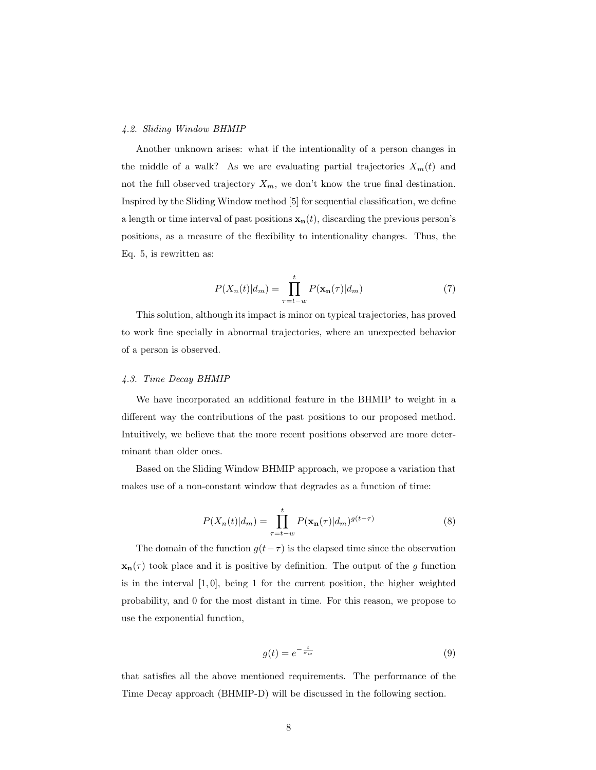### 4.2. Sliding Window BHMIP

Another unknown arises: what if the intentionality of a person changes in the middle of a walk? As we are evaluating partial trajectories $X_m(t)$ and not the full observed trajectory $X_m$, we don't know the true final destination. Inspired by the Sliding Window method [5] for sequential classification, we define a length or time interval of past positions $\mathbf{x_n}(t)$, discarding the previous person's positions, as a measure of the flexibility to intentionality changes. Thus, the Eq. 5, is rewritten as:

$$P(X_n(t)|d_m) = \prod_{\tau=t-w}^{t} P(\mathbf{x_n}(\tau)|d_m) \tag{7}$$

This solution, although its impact is minor on typical trajectories, has proved to work fine specially in abnormal trajectories, where an unexpected behavior of a person is observed.

### 4.3. Time Decay BHMIP

We have incorporated an additional feature in the BHMIP to weight in a different way the contributions of the past positions to our proposed method. Intuitively, we believe that the more recent positions observed are more determinant than older ones.

Based on the Sliding Window BHMIP approach, we propose a variation that makes use of a non-constant window that degrades as a function of time:

$$P(X_n(t)|d_m) = \prod_{\tau=t-w}^{t} P(\mathbf{x_n}(\tau)|d_m)^{g(t-\tau)} \tag{8}$$

The domain of the function $g(t-\tau)$ is the elapsed time since the observation $\mathbf{x_n}(\tau)$ took place and it is positive by definition. The output of the $g$ function is in the interval $[1, 0]$, being 1 for the current position, the higher weighted probability, and 0 for the most distant in time. For this reason, we propose to use the exponential function,

$$g(t) = e^{-\frac{t}{\sigma_w}} \tag{9}$$

that satisfies all the above mentioned requirements. The performance of the Time Decay approach (BHMIP-D) will be discussed in the following section.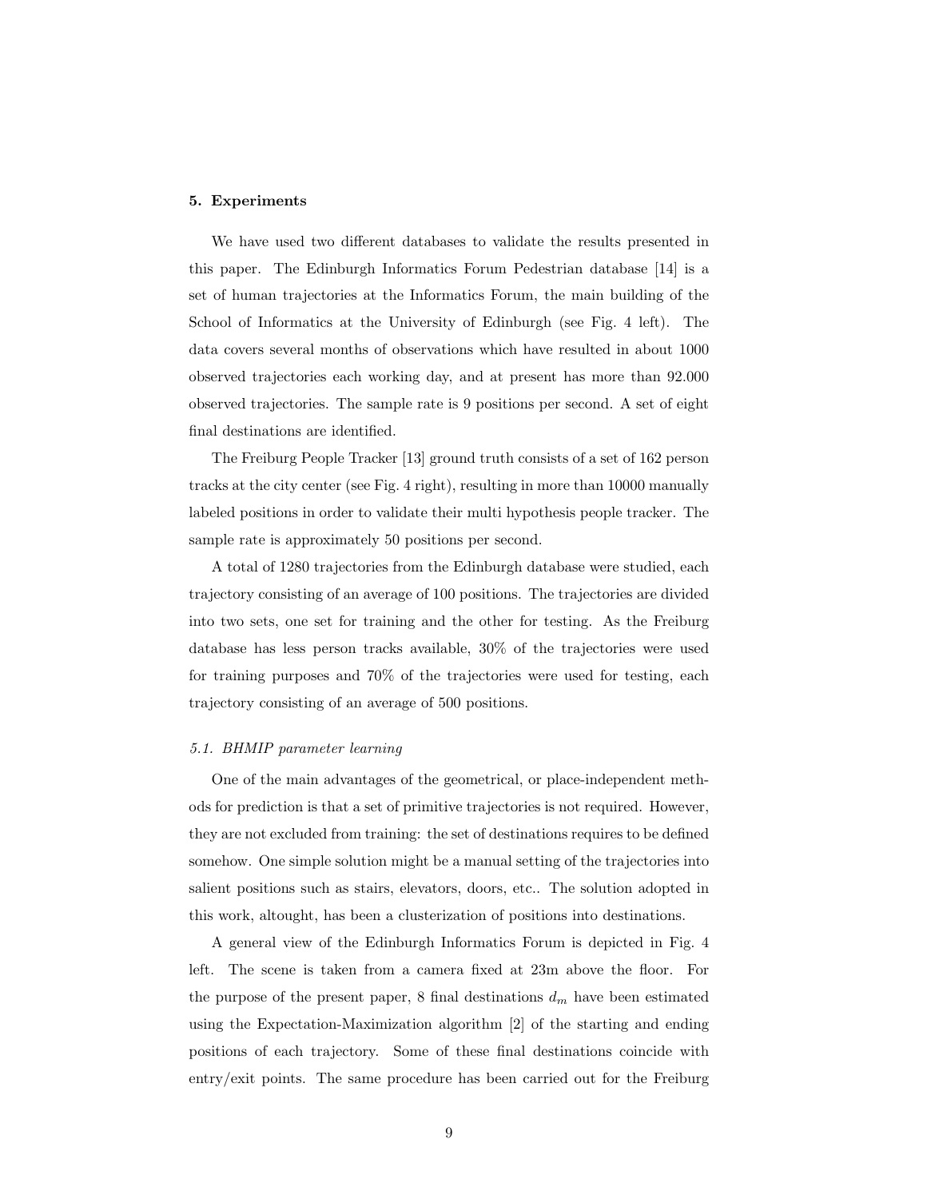## 5. Experiments

We have used two different databases to validate the results presented in this paper. The Edinburgh Informatics Forum Pedestrian database [14] is a set of human trajectories at the Informatics Forum, the main building of the School of Informatics at the University of Edinburgh (see Fig. 4 left). The data covers several months of observations which have resulted in about 1000 observed trajectories each working day, and at present has more than 92.000 observed trajectories. The sample rate is 9 positions per second. A set of eight final destinations are identified.

The Freiburg People Tracker [13] ground truth consists of a set of 162 person tracks at the city center (see Fig. 4 right), resulting in more than 10000 manually labeled positions in order to validate their multi hypothesis people tracker. The sample rate is approximately 50 positions per second.

A total of 1280 trajectories from the Edinburgh database were studied, each trajectory consisting of an average of 100 positions. The trajectories are divided into two sets, one set for training and the other for testing. As the Freiburg database has less person tracks available, 30% of the trajectories were used for training purposes and 70% of the trajectories were used for testing, each trajectory consisting of an average of 500 positions.

### 5.1. BHMIP parameter learning

One of the main advantages of the geometrical, or place-independent methods for prediction is that a set of primitive trajectories is not required. However, they are not excluded from training: the set of destinations requires to be defined somehow. One simple solution might be a manual setting of the trajectories into salient positions such as stairs, elevators, doors, etc.. The solution adopted in this work, altought, has been a clusterization of positions into destinations.

A general view of the Edinburgh Informatics Forum is depicted in Fig. 4 left. The scene is taken from a camera fixed at 23m above the floor. For the purpose of the present paper, 8 final destinations $d_m$ have been estimated using the Expectation-Maximization algorithm [2] of the starting and ending positions of each trajectory. Some of these final destinations coincide with entry/exit points. The same procedure has been carried out for the Freiburg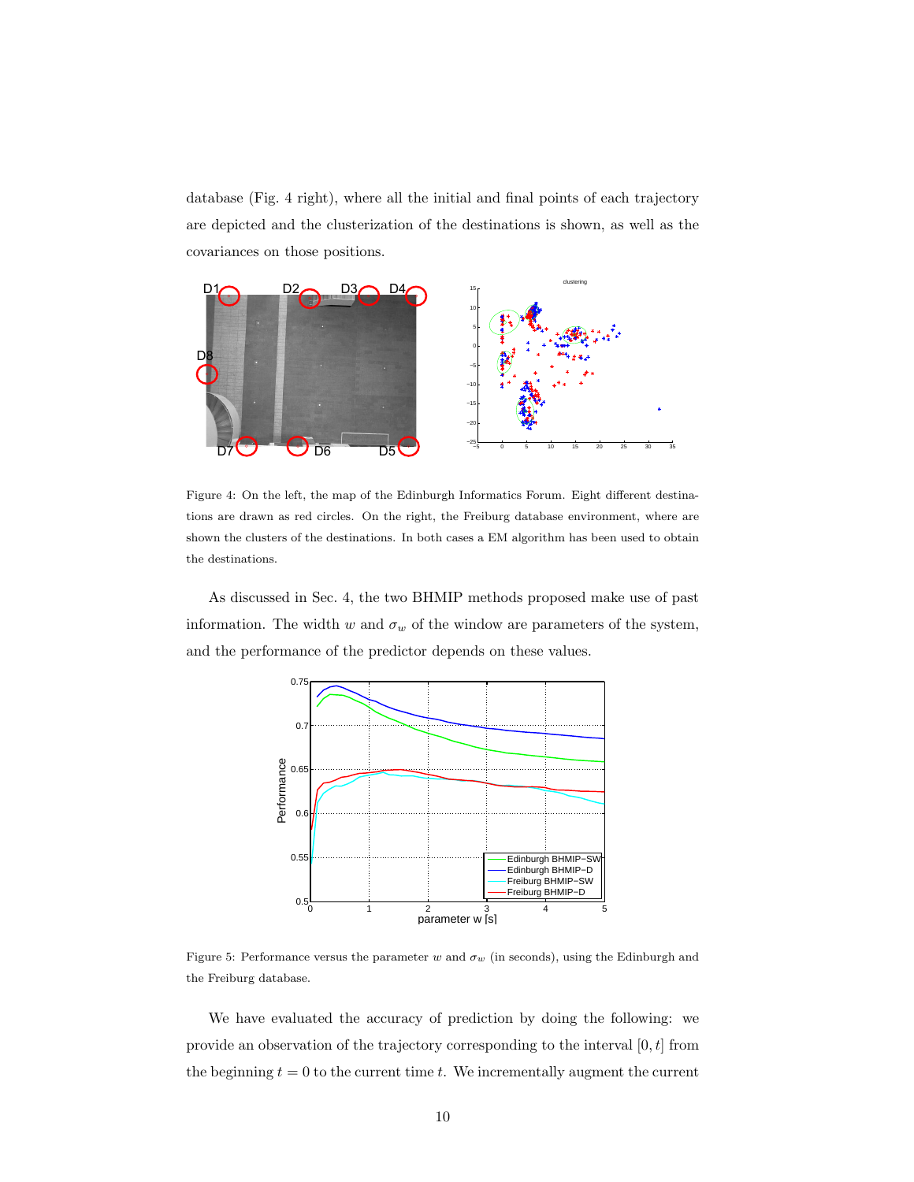database (Fig. 4 right), where all the initial and final points of each trajectory are depicted and the clusterization of the destinations is shown, as well as the covariances on those positions.

Figure 4: On the left, the map of the Edinburgh Informatics Forum. Eight different destinations are drawn as red circles. On the right, the Freiburg database environment, where are shown the clusters of the destinations. In both cases a EM algorithm has been used to obtain the destinations.

As discussed in Sec. 4, the two BHMIP methods proposed make use of past information. The width $w$ and $\sigma_w$ of the window are parameters of the system, and the performance of the predictor depends on these values.

Figure 5: Performance versus the parameter $w$ and $\sigma_w$ (in seconds), using the Edinburgh and the Freiburg database.

We have evaluated the accuracy of prediction by doing the following: we provide an observation of the trajectory corresponding to the interval $[0, t]$ from the beginning $t = 0$ to the current time $t$. We incrementally augment the current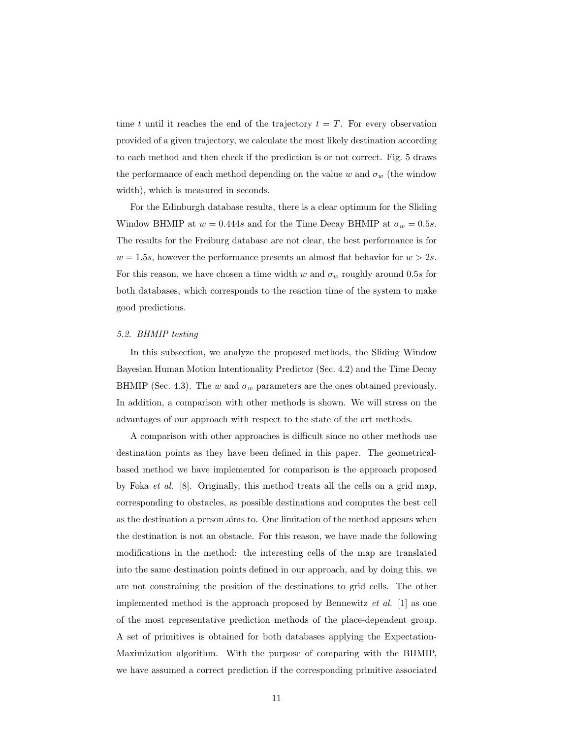time $t$ until it reaches the end of the trajectory $t = T$. For every observation provided of a given trajectory, we calculate the most likely destination according to each method and then check if the prediction is or not correct. Fig. 5 draws the performance of each method depending on the value $w$ and $\sigma_w$ (the window width), which is measured in seconds.

For the Edinburgh database results, there is a clear optimum for the Sliding Window BHMIP at $w = 0.444s$ and for the Time Decay BHMIP at $\sigma_w = 0.5s$. The results for the Freiburg database are not clear, the best performance is for $w = 1.5s$, however the performance presents an almost flat behavior for $w > 2s$. For this reason, we have chosen a time width $w$ and $\sigma_w$ roughly around $0.5s$ for both databases, which corresponds to the reaction time of the system to make good predictions.

### *5.2. BHMIP testing*

In this subsection, we analyze the proposed methods, the Sliding Window Bayesian Human Motion Intentionality Predictor (Sec. 4.2) and the Time Decay BHMIP (Sec. 4.3). The $w$ and $\sigma_w$ parameters are the ones obtained previously. In addition, a comparison with other methods is shown. We will stress on the advantages of our approach with respect to the state of the art methods.

A comparison with other approaches is difficult since no other methods use destination points as they have been defined in this paper. The geometrical-based method we have implemented for comparison is the approach proposed by Foka *et al.* [8]. Originally, this method treats all the cells on a grid map, corresponding to obstacles, as possible destinations and computes the best cell as the destination a person aims to. One limitation of the method appears when the destination is not an obstacle. For this reason, we have made the following modifications in the method: the interesting cells of the map are translated into the same destination points defined in our approach, and by doing this, we are not constraining the position of the destinations to grid cells. The other implemented method is the approach proposed by Bennewitz *et al.* [1] as one of the most representative prediction methods of the place-dependent group. A set of primitives is obtained for both databases applying the Expectation-Maximization algorithm. With the purpose of comparing with the BHMIP, we have assumed a correct prediction if the corresponding primitive associated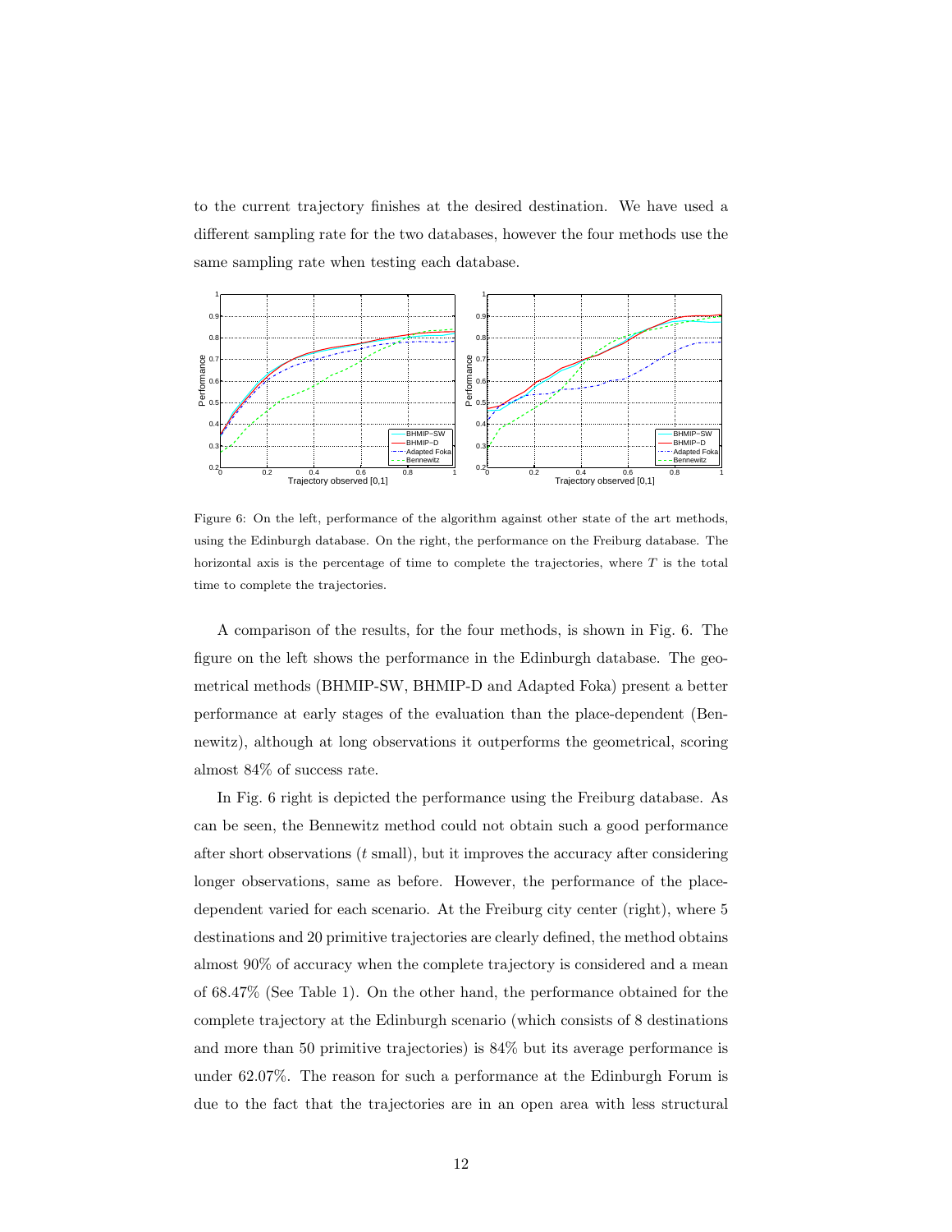to the current trajectory finishes at the desired destination. We have used a different sampling rate for the two databases, however the four methods use the same sampling rate when testing each database.

Figure 6: On the left, performance of the algorithm against other state of the art methods, using the Edinburgh database. On the right, the performance on the Freiburg database. The horizontal axis is the percentage of time to complete the trajectories, where $T$ is the total time to complete the trajectories.

A comparison of the results, for the four methods, is shown in Fig. 6. The figure on the left shows the performance in the Edinburgh database. The geometrical methods (BHMIP-SW, BHMIP-D and Adapted Foka) present a better performance at early stages of the evaluation than the place-dependent (Bennewitz), although at long observations it outperforms the geometrical, scoring almost 84% of success rate.

In Fig. 6 right is depicted the performance using the Freiburg database. As can be seen, the Bennewitz method could not obtain such a good performance after short observations ($t$ small), but it improves the accuracy after considering longer observations, same as before. However, the performance of the place-dependent varied for each scenario. At the Freiburg city center (right), where 5 destinations and 20 primitive trajectories are clearly defined, the method obtains almost 90% of accuracy when the complete trajectory is considered and a mean of 68.47% (See Table 1). On the other hand, the performance obtained for the complete trajectory at the Edinburgh scenario (which consists of 8 destinations and more than 50 primitive trajectories) is 84% but its average performance is under 62.07%. The reason for such a performance at the Edinburgh Forum is due to the fact that the trajectories are in an open area with less structural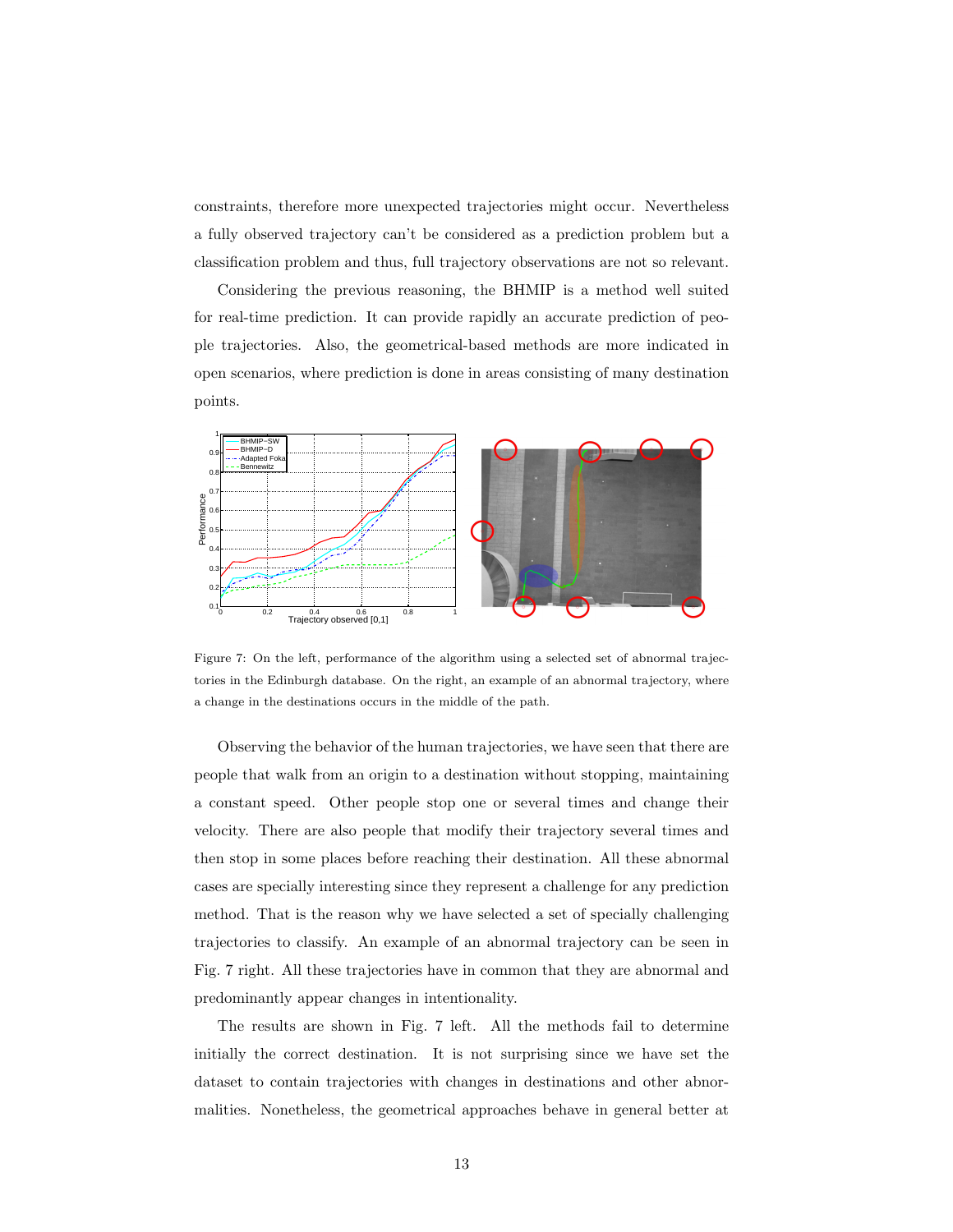constraints, therefore more unexpected trajectories might occur. Nevertheless a fully observed trajectory can't be considered as a prediction problem but a classification problem and thus, full trajectory observations are not so relevant.

Considering the previous reasoning, the BHMIP is a method well suited for real-time prediction. It can provide rapidly an accurate prediction of people trajectories. Also, the geometrical-based methods are more indicated in open scenarios, where prediction is done in areas consisting of many destination points.

Figure 7: On the left, performance of the algorithm using a selected set of abnormal trajectories in the Edinburgh database. On the right, an example of an abnormal trajectory, where a change in the destinations occurs in the middle of the path.

Observing the behavior of the human trajectories, we have seen that there are people that walk from an origin to a destination without stopping, maintaining a constant speed. Other people stop one or several times and change their velocity. There are also people that modify their trajectory several times and then stop in some places before reaching their destination. All these abnormal cases are specially interesting since they represent a challenge for any prediction method. That is the reason why we have selected a set of specially challenging trajectories to classify. An example of an abnormal trajectory can be seen in Fig. 7 right. All these trajectories have in common that they are abnormal and predominantly appear changes in intentionality.

The results are shown in Fig. 7 left. All the methods fail to determine initially the correct destination. It is not surprising since we have set the dataset to contain trajectories with changes in destinations and other abnormalities. Nonetheless, the geometrical approaches behave in general better at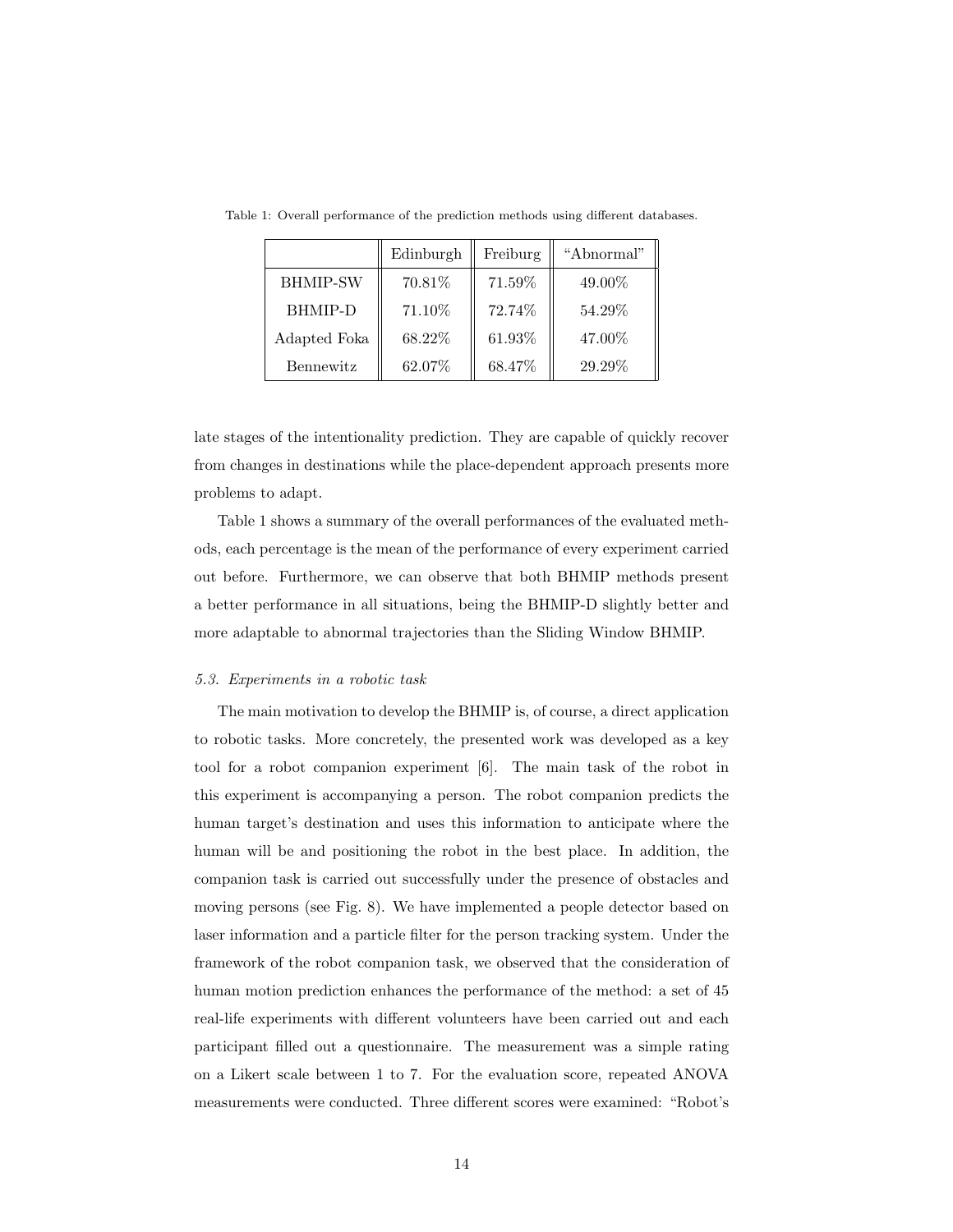Table 1: Overall performance of the prediction methods using different databases.

| | Edinburgh | Freiburg | “Abnormal” |
|---|---|---|---|
| BHMIP-SW | 70.81% | 71.59% | 49.00% |
| BHMIP-D | 71.10% | 72.74% | 54.29% |
| Adapted Foka | 68.22% | 61.93% | 47.00% |
| Bennewitz | 62.07% | 68.47% | 29.29% |

late stages of the intentionality prediction. They are capable of quickly recover from changes in destinations while the place-dependent approach presents more problems to adapt.

Table 1 shows a summary of the overall performances of the evaluated methods, each percentage is the mean of the performance of every experiment carried out before. Furthermore, we can observe that both BHMIP methods present a better performance in all situations, being the BHMIP-D slightly better and more adaptable to abnormal trajectories than the Sliding Window BHMIP.

### *5.3. Experiments in a robotic task*

The main motivation to develop the BHMIP is, of course, a direct application to robotic tasks. More concretely, the presented work was developed as a key tool for a robot companion experiment [6]. The main task of the robot in this experiment is accompanying a person. The robot companion predicts the human target's destination and uses this information to anticipate where the human will be and positioning the robot in the best place. In addition, the companion task is carried out successfully under the presence of obstacles and moving persons (see Fig. 8). We have implemented a people detector based on laser information and a particle filter for the person tracking system. Under the framework of the robot companion task, we observed that the consideration of human motion prediction enhances the performance of the method: a set of 45 real-life experiments with different volunteers have been carried out and each participant filled out a questionnaire. The measurement was a simple rating on a Likert scale between 1 to 7. For the evaluation score, repeated ANOVA measurements were conducted. Three different scores were examined: “Robot's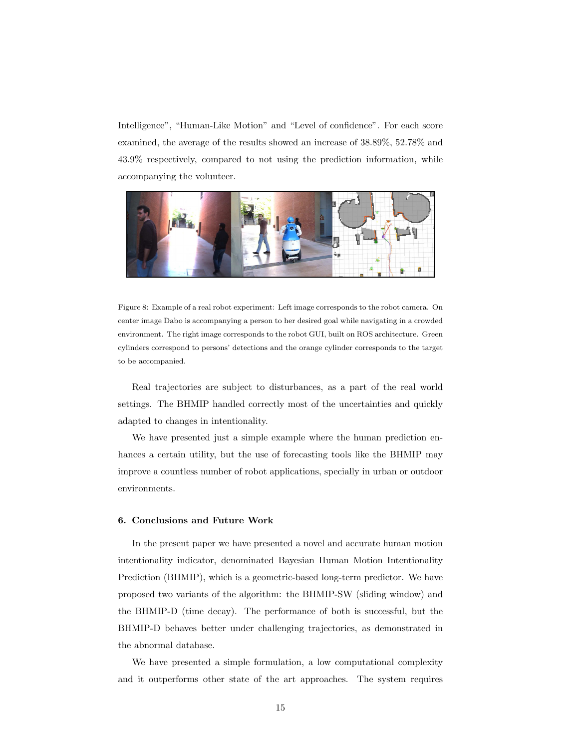Intelligence", "Human-Like Motion" and "Level of confidence". For each score examined, the average of the results showed an increase of 38.89%, 52.78% and 43.9% respectively, compared to not using the prediction information, while accompanying the volunteer.

Figure 8: Example of a real robot experiment: Left image corresponds to the robot camera. On center image Dabo is accompanying a person to her desired goal while navigating in a crowded environment. The right image corresponds to the robot GUI, built on ROS architecture. Green cylinders correspond to persons' detections and the orange cylinder corresponds to the target to be accompanied.

Real trajectories are subject to disturbances, as a part of the real world settings. The BHMIP handled correctly most of the uncertainties and quickly adapted to changes in intentionality.

We have presented just a simple example where the human prediction enhances a certain utility, but the use of forecasting tools like the BHMIP may improve a countless number of robot applications, specially in urban or outdoor environments.

## 6. Conclusions and Future Work

In the present paper we have presented a novel and accurate human motion intentionality indicator, denominated Bayesian Human Motion Intentionality Prediction (BHMIP), which is a geometric-based long-term predictor. We have proposed two variants of the algorithm: the BHMIP-SW (sliding window) and the BHMIP-D (time decay). The performance of both is successful, but the BHMIP-D behaves better under challenging trajectories, as demonstrated in the abnormal database.

We have presented a simple formulation, a low computational complexity and it outperforms other state of the art approaches. The system requires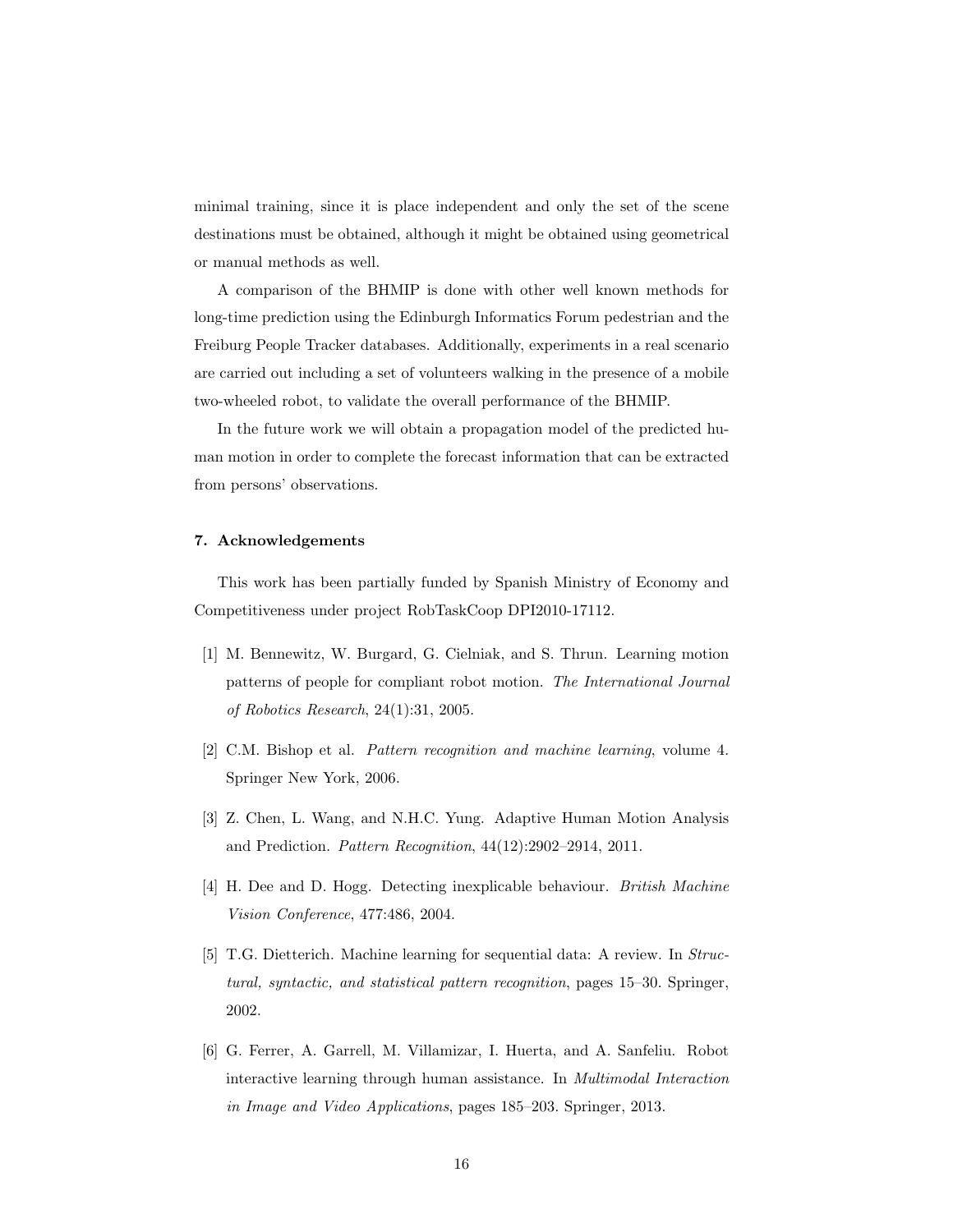minimal training, since it is place independent and only the set of the scene destinations must be obtained, although it might be obtained using geometrical or manual methods as well.

A comparison of the BHMIP is done with other well known methods for long-time prediction using the Edinburgh Informatics Forum pedestrian and the Freiburg People Tracker databases. Additionally, experiments in a real scenario are carried out including a set of volunteers walking in the presence of a mobile two-wheeled robot, to validate the overall performance of the BHMIP.

In the future work we will obtain a propagation model of the predicted human motion in order to complete the forecast information that can be extracted from persons' observations.

### 7. Acknowledgements

This work has been partially funded by Spanish Ministry of Economy and Competitiveness under project RobTaskCoop DPI2010-17112.

[1] M. Bennewitz, W. Burgard, G. Cielniak, and S. Thrun. Learning motion patterns of people for compliant robot motion. *The International Journal of Robotics Research*, 24(1):31, 2005.

[2] C.M. Bishop et al. *Pattern recognition and machine learning*, volume 4. Springer New York, 2006.

[3] Z. Chen, L. Wang, and N.H.C. Yung. Adaptive Human Motion Analysis and Prediction. *Pattern Recognition*, 44(12):2902–2914, 2011.

[4] H. Dee and D. Hogg. Detecting inexplicable behaviour. *British Machine Vision Conference*, 477:486, 2004.

[5] T.G. Dietterich. Machine learning for sequential data: A review. In *Structural, syntactic, and statistical pattern recognition*, pages 15–30. Springer, 2002.

[6] G. Ferrer, A. Garrell, M. Villamizar, I. Huerta, and A. Sanfeliu. Robot interactive learning through human assistance. In *Multimodal Interaction in Image and Video Applications*, pages 185–203. Springer, 2013.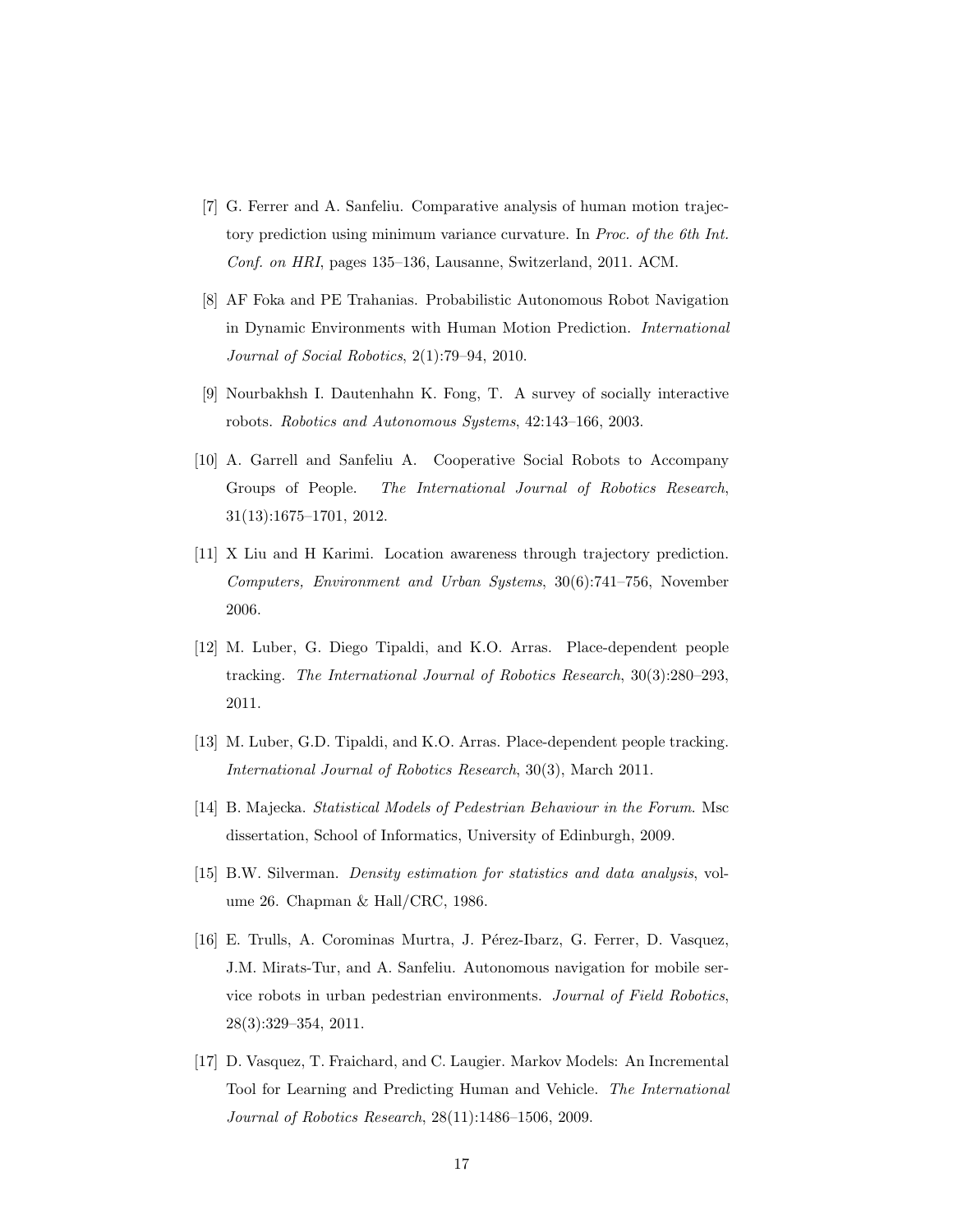[7] G. Ferrer and A. Sanfeliu. Comparative analysis of human motion trajectory prediction using minimum variance curvature. In *Proc. of the 6th Int. Conf. on HRI*, pages 135–136, Lausanne, Switzerland, 2011. ACM.

[8] AF Foka and PE Trahanias. Probabilistic Autonomous Robot Navigation in Dynamic Environments with Human Motion Prediction. *International Journal of Social Robotics*, 2(1):79–94, 2010.

[9] Nourbakhsh I. Dautenhahn K. Fong, T. A survey of socially interactive robots. *Robotics and Autonomous Systems*, 42:143–166, 2003.

[10] A. Garrell and Sanfeliu A. Cooperative Social Robots to Accompany Groups of People. *The International Journal of Robotics Research*, 31(13):1675–1701, 2012.

[11] X Liu and H Karimi. Location awareness through trajectory prediction. *Computers, Environment and Urban Systems*, 30(6):741–756, November 2006.

[12] M. Luber, G. Diego Tipaldi, and K.O. Arras. Place-dependent people tracking. *The International Journal of Robotics Research*, 30(3):280–293, 2011.

[13] M. Luber, G.D. Tipaldi, and K.O. Arras. Place-dependent people tracking. *International Journal of Robotics Research*, 30(3), March 2011.

[14] B. Majecka. *Statistical Models of Pedestrian Behaviour in the Forum*. Msc dissertation, School of Informatics, University of Edinburgh, 2009.

[15] B.W. Silverman. *Density estimation for statistics and data analysis*, volume 26. Chapman & Hall/CRC, 1986.

[16] E. Trulls, A. Corominas Murtra, J. Pérez-Ibarz, G. Ferrer, D. Vasquez, J.M. Mirats-Tur, and A. Sanfeliu. Autonomous navigation for mobile service robots in urban pedestrian environments. *Journal of Field Robotics*, 28(3):329–354, 2011.

[17] D. Vasquez, T. Fraichard, and C. Laugier. Markov Models: An Incremental Tool for Learning and Predicting Human and Vehicle. *The International Journal of Robotics Research*, 28(11):1486–1506, 2009.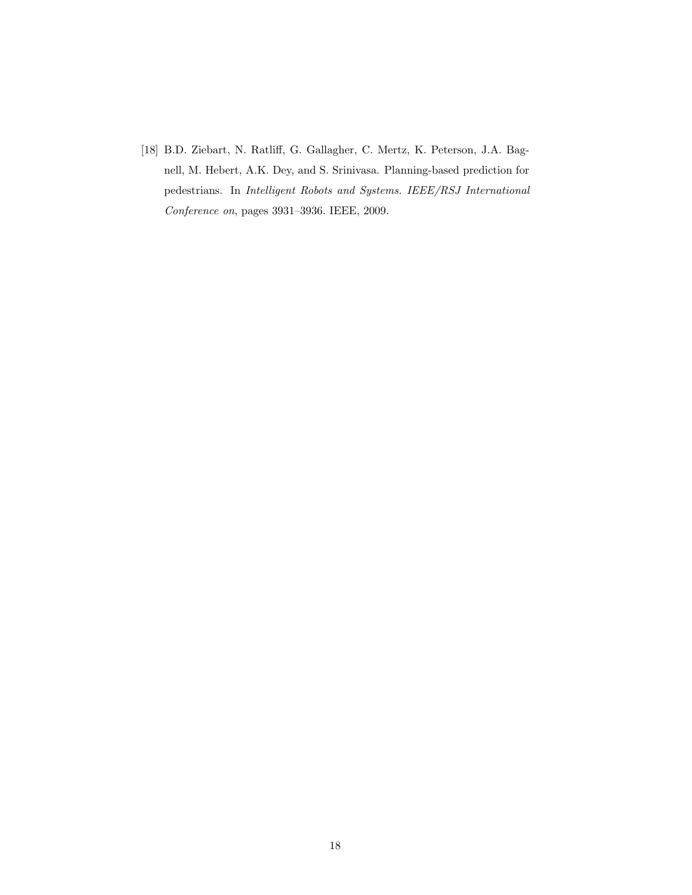[18] B.D. Ziebart, N. Ratliff, G. Gallagher, C. Mertz, K. Peterson, J.A. Bagnell, M. Hebert, A.K. Dey, and S. Srinivasa. Planning-based prediction for pedestrians. In *Intelligent Robots and Systems. IEEE/RSJ International Conference on*, pages 3931–3936. IEEE, 2009.